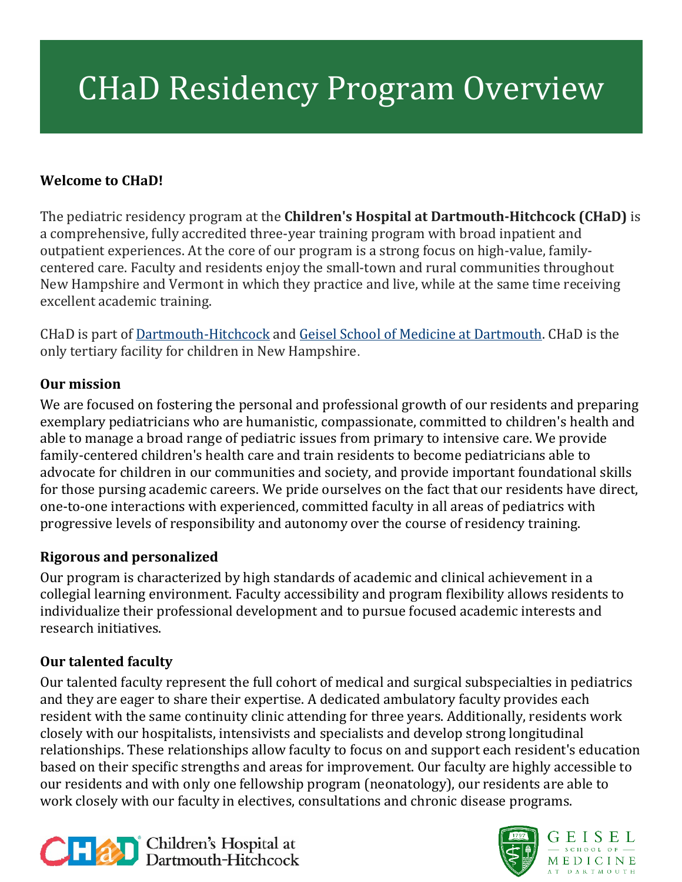# CHaD Residency Program Overview

**Welcome to CHaD!**

The pediatric residency program at the **Children's Hospital at Dartmouth-Hitchcock (CHaD)** is a comprehensive, fully accredited three-year training program with broad inpatient and outpatient experiences. At the core of our program is a strong focus on high-value, family-centered care. Faculty and residents enjoy the small-town and rural communities throughout New Hampshire and Vermont in which they practice and live, while at the same time receiving excellent academic training.

CHaD is part of Dartmouth-Hitchcock and Geisel School of Medicine at Dartmouth. CHaD is the only tertiary facility for children in New Hampshire.

### Our mission

We are focused on fostering the personal and professional growth of our residents and preparing exemplary pediatricians who are humanistic, compassionate, committed to children's health and able to manage a broad range of pediatric issues from primary to intensive care. We provide family-centered children's health care and train residents to become pediatricians able to advocate for children in our communities and society, and provide important foundational skills for those pursing academic careers. We pride ourselves on the fact that our residents have direct, one-to-one interactions with experienced, committed faculty in all areas of pediatrics with progressive levels of responsibility and autonomy over the course of residency training.

### Rigorous and personalized

Our program is characterized by high standards of academic and clinical achievement in a collegial learning environment. Faculty accessibility and program flexibility allows residents to individualize their professional development and to pursue focused academic interests and research initiatives.

### Our talented faculty

Our talented faculty represent the full cohort of medical and surgical subspecialties in pediatrics and they are eager to share their expertise. A dedicated ambulatory faculty provides each resident with the same continuity clinic attending for three years. Additionally, residents work closely with our hospitalists, intensivists and specialists and develop strong longitudinal relationships. These relationships allow faculty to focus on and support each resident's education based on their specific strengths and areas for improvement. Our faculty are highly accessible to our residents and with only one fellowship program (neonatology), our residents are able to work closely with our faculty in electives, consultations and chronic disease programs.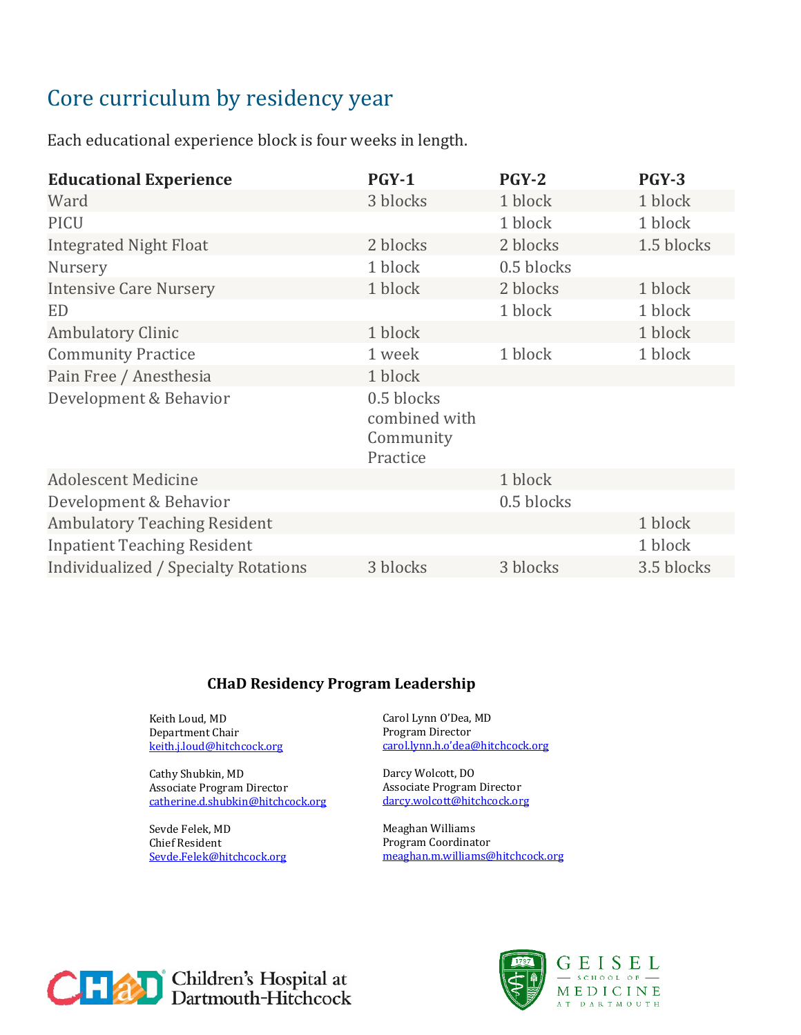## Core curriculum by residency year

Each educational experience block is four weeks in length.

| Educational Experience | PGY-1 | PGY-2 | PGY-3 |
|---|---|---|---|
| Ward | 3 blocks | 1 block | 1 block |
| PICU | | 1 block | 1 block |
| Integrated Night Float | 2 blocks | 2 blocks | 1.5 blocks |
| Nursery | 1 block | 0.5 blocks | |
| Intensive Care Nursery | 1 block | 2 blocks | 1 block |
| ED | | 1 block | 1 block |
| Ambulatory Clinic | 1 block | | 1 block |
| Community Practice | 1 week | 1 block | 1 block |
| Pain Free / Anesthesia | 1 block | | |
| Development & Behavior | 0.5 blocks combined with Community Practice | | |
| Adolescent Medicine | | 1 block | |
| Development & Behavior | | 0.5 blocks | |
| Ambulatory Teaching Resident | | | 1 block |
| Inpatient Teaching Resident | | | 1 block |
| Individualized / Specialty Rotations | 3 blocks | 3 blocks | 3.5 blocks |

### CHaD Residency Program Leadership

Keith Loud, MD
Department Chair
keith.j.loud@hitchcock.org

Carol Lynn O'Dea, MD
Program Director
carol.lynn.h.o'dea@hitchcock.org

Cathy Shubkin, MD
Associate Program Director
catherine.d.shubkin@hitchcock.org

Darcy Wolcott, DO
Associate Program Director
darcy.wolcott@hitchcock.org

Sevde Felek, MD
Chief Resident
Sevde.Felek@hitchcock.org

Meaghan Williams
Program Coordinator
meaghan.m.williams@hitchcock.org

CHaD Children's Hospital at Dartmouth-Hitchcock

GEISEL SCHOOL OF MEDICINE AT DARTMOUTH